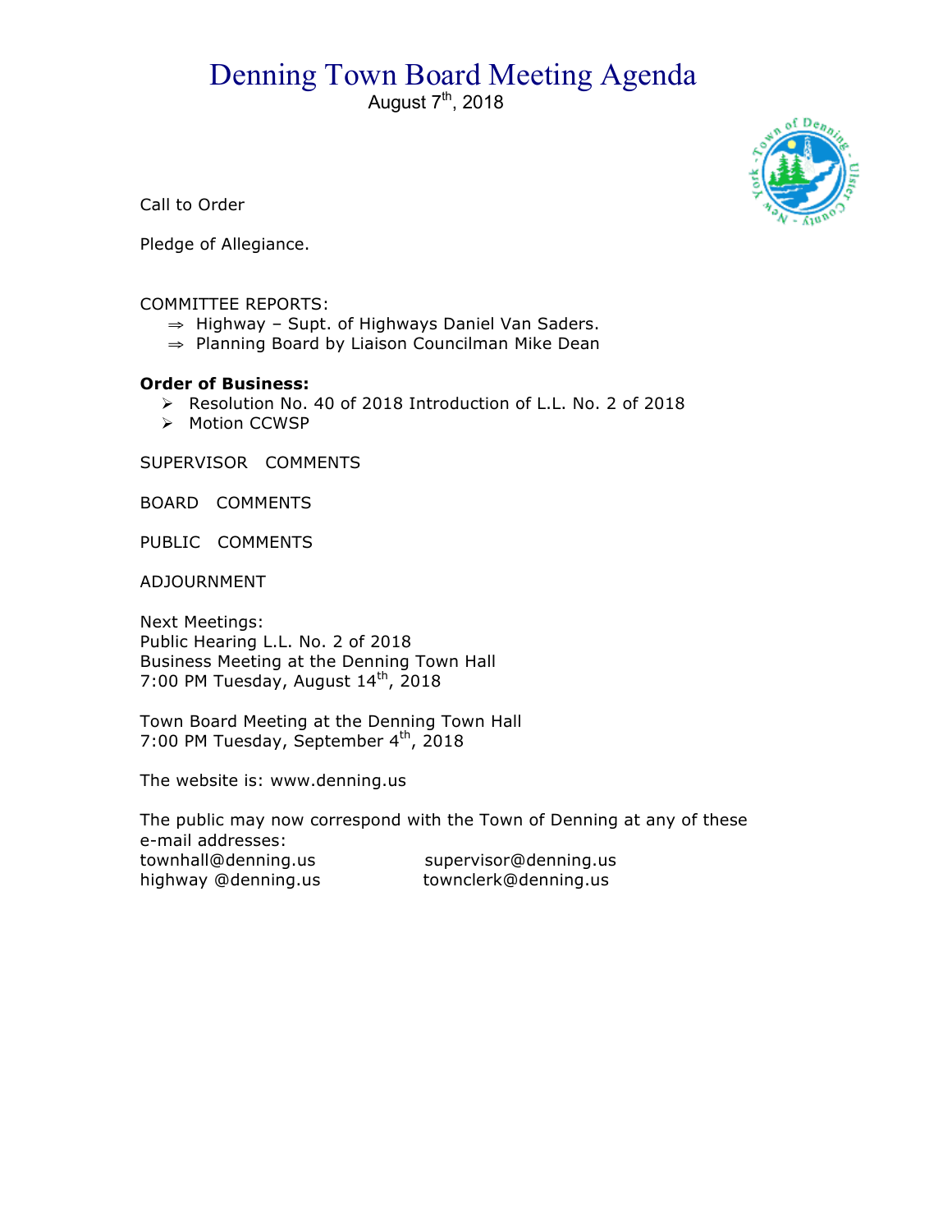# Denning Town Board Meeting Agenda

August 7th, 2018

Call to Order

Pledge of Allegiance.

COMMITTEE REPORTS:

- ⇒ Highway – Supt. of Highways Daniel Van Saders.
- ⇒ Planning Board by Liaison Councilman Mike Dean

**Order of Business:**

- ➢ Resolution No. 40 of 2018 Introduction of L.L. No. 2 of 2018
- ➢ Motion CCWSP

SUPERVISOR COMMENTS

BOARD COMMENTS

PUBLIC COMMENTS

ADJOURNMENT

Next Meetings:
Public Hearing L.L. No. 2 of 2018
Business Meeting at the Denning Town Hall
7:00 PM Tuesday, August 14th, 2018

Town Board Meeting at the Denning Town Hall
7:00 PM Tuesday, September 4th, 2018

The website is: www.denning.us

The public may now correspond with the Town of Denning at any of these e-mail addresses:

townhall@denning.us supervisor@denning.us
highway @denning.us townclerk@denning.us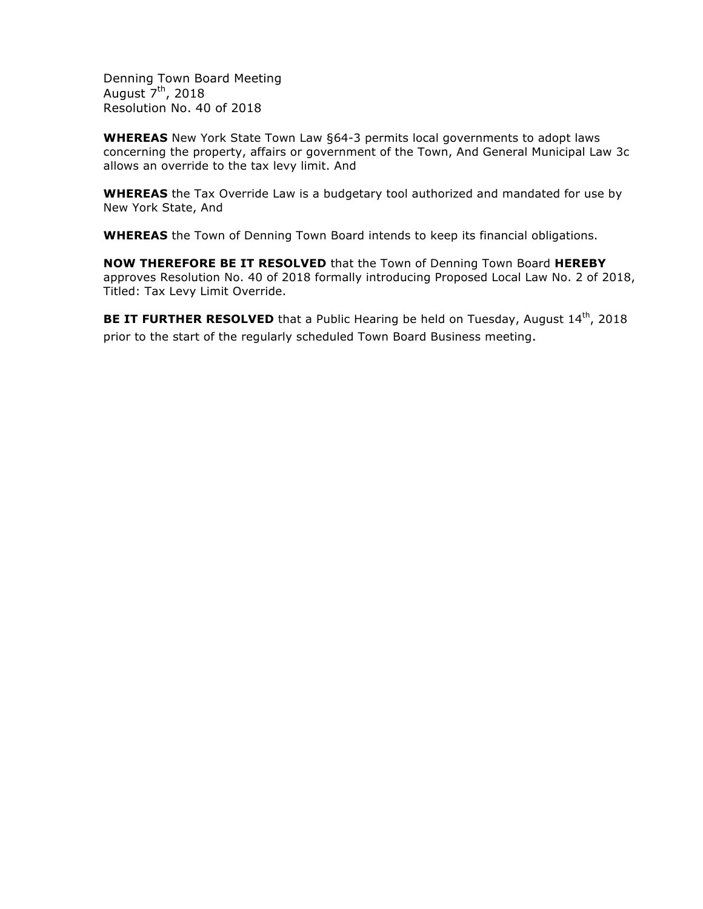Denning Town Board Meeting  
August 7th, 2018  
Resolution No. 40 of 2018

**WHEREAS** New York State Town Law §64-3 permits local governments to adopt laws concerning the property, affairs or government of the Town, And General Municipal Law 3c allows an override to the tax levy limit. And

**WHEREAS** the Tax Override Law is a budgetary tool authorized and mandated for use by New York State, And

**WHEREAS** the Town of Denning Town Board intends to keep its financial obligations.

**NOW THEREFORE BE IT RESOLVED** that the Town of Denning Town Board **HEREBY** approves Resolution No. 40 of 2018 formally introducing Proposed Local Law No. 2 of 2018, Titled: Tax Levy Limit Override.

**BE IT FURTHER RESOLVED** that a Public Hearing be held on Tuesday, August 14th, 2018 prior to the start of the regularly scheduled Town Board Business meeting.